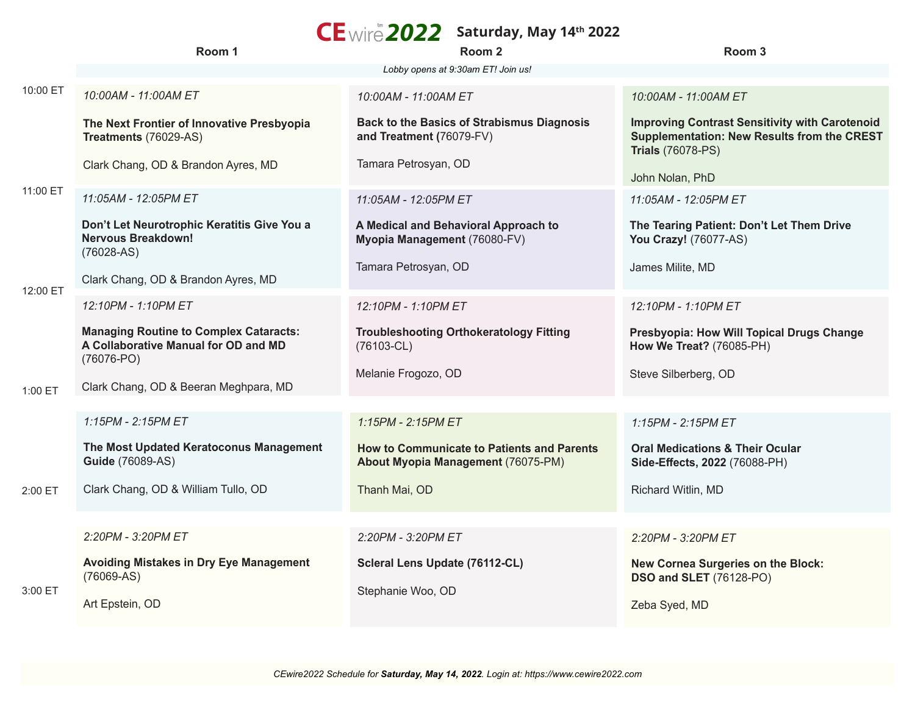# CEwire 2022 Saturday, May 14th 2022

*Lobby opens at 9:30am ET! Join us!*

| Time | Room 1 | Room 2 | Room 3 |
|---|---|---|---|
| 10:00 ET | *10:00AM - 11:00AM ET*<br><br>**The Next Frontier of Innovative Presbyopia Treatments** (76029-AS)<br><br>Clark Chang, OD & Brandon Ayres, MD | *10:00AM - 11:00AM ET*<br><br>**Back to the Basics of Strabismus Diagnosis and Treatment (**76079-FV)<br><br>Tamara Petrosyan, OD | *10:00AM - 11:00AM ET*<br><br>**Improving Contrast Sensitivity with Carotenoid Supplementation: New Results from the CREST Trials** (76078-PS)<br><br>John Nolan, PhD |
| 11:00 ET | *11:05AM - 12:05PM ET*<br><br>**Don't Let Neurotrophic Keratitis Give You a Nervous Breakdown!** (76028-AS)<br><br>Clark Chang, OD & Brandon Ayres, MD | *11:05AM - 12:05PM ET*<br><br>**A Medical and Behavioral Approach to Myopia Management** (76080-FV)<br><br>Tamara Petrosyan, OD | *11:05AM - 12:05PM ET*<br><br>**The Tearing Patient: Don't Let Them Drive You Crazy!** (76077-AS)<br><br>James Milite, MD |
| 12:00 ET | *12:10PM - 1:10PM ET*<br><br>**Managing Routine to Complex Cataracts: A Collaborative Manual for OD and MD** (76076-PO)<br><br>Clark Chang, OD & Beeran Meghpara, MD | *12:10PM - 1:10PM ET*<br><br>**Troubleshooting Orthokeratology Fitting** (76103-CL)<br><br>Melanie Frogozo, OD | *12:10PM - 1:10PM ET*<br><br>**Presbyopia: How Will Topical Drugs Change How We Treat?** (76085-PH)<br><br>Steve Silberberg, OD |
| 1:00 ET | *1:15PM - 2:15PM ET*<br><br>**The Most Updated Keratoconus Management Guide** (76089-AS)<br><br>Clark Chang, OD & William Tullo, OD | *1:15PM - 2:15PM ET*<br><br>**How to Communicate to Patients and Parents About Myopia Management** (76075-PM)<br><br>Thanh Mai, OD | *1:15PM - 2:15PM ET*<br><br>**Oral Medications & Their Ocular Side-Effects, 2022** (76088-PH)<br><br>Richard Witlin, MD |
| 2:00 ET | *2:20PM - 3:20PM ET*<br><br>**Avoiding Mistakes in Dry Eye Management** (76069-AS)<br><br>Art Epstein, OD | *2:20PM - 3:20PM ET*<br><br>**Scleral Lens Update (76112-CL)**<br><br>Stephanie Woo, OD | *2:20PM - 3:20PM ET*<br><br>**New Cornea Surgeries on the Block: DSO and SLET** (76128-PO)<br><br>Zeba Syed, MD |
| 3:00 ET | | | |

*CEwire2022 Schedule for **Saturday, May 14, 2022**. Login at: https://www.cewire2022.com*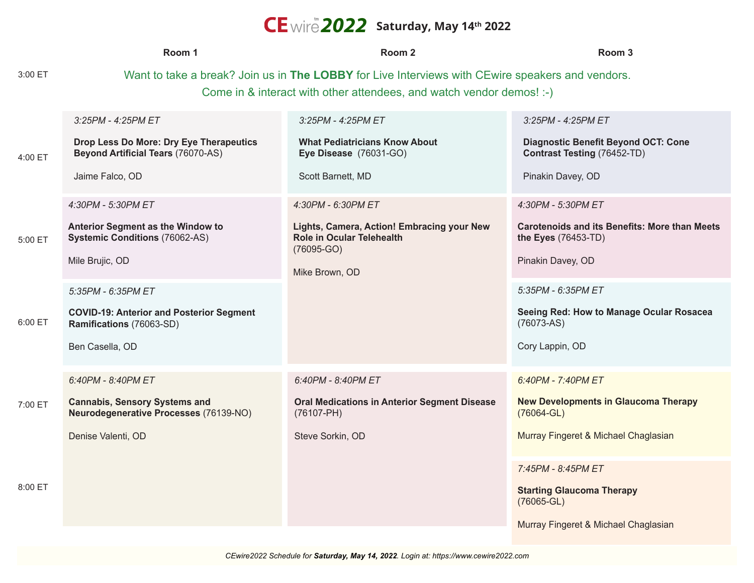# CEwire 2022 Saturday, May 14th 2022

3:00 ET — Want to take a break? Join us in **The LOBBY** for Live Interviews with CEwire speakers and vendors. Come in & interact with other attendees, and watch vendor demos! :-)

## Room 1

*3:25PM - 4:25PM ET*

**Drop Less Do More: Dry Eye Therapeutics Beyond Artificial Tears** (76070-AS)

Jaime Falco, OD

*4:30PM - 5:30PM ET*

**Anterior Segment as the Window to Systemic Conditions** (76062-AS)

Mile Brujic, OD

*5:35PM - 6:35PM ET*

**COVID-19: Anterior and Posterior Segment Ramifications** (76063-SD)

Ben Casella, OD

*6:40PM - 8:40PM ET*

**Cannabis, Sensory Systems and Neurodegenerative Processes** (76139-NO)

Denise Valenti, OD

## Room 2

*3:25PM - 4:25PM ET*

**What Pediatricians Know About Eye Disease** (76031-GO)

Scott Barnett, MD

*4:30PM - 6:30PM ET*

**Lights, Camera, Action! Embracing your New Role in Ocular Telehealth** (76095-GO)

Mike Brown, OD

*6:40PM - 8:40PM ET*

**Oral Medications in Anterior Segment Disease** (76107-PH)

Steve Sorkin, OD

## Room 3

*3:25PM - 4:25PM ET*

**Diagnostic Benefit Beyond OCT: Cone Contrast Testing** (76452-TD)

Pinakin Davey, OD

*4:30PM - 5:30PM ET*

**Carotenoids and its Benefits: More than Meets the Eyes** (76453-TD)

Pinakin Davey, OD

*5:35PM - 6:35PM ET*

**Seeing Red: How to Manage Ocular Rosacea** (76073-AS)

Cory Lappin, OD

*6:40PM - 7:40PM ET*

**New Developments in Glaucoma Therapy** (76064-GL)

Murray Fingeret & Michael Chaglasian

*7:45PM - 8:45PM ET*

**Starting Glaucoma Therapy** (76065-GL)

Murray Fingeret & Michael Chaglasian

*CEwire2022 Schedule for **Saturday, May 14, 2022**. Login at: https://www.cewire2022.com*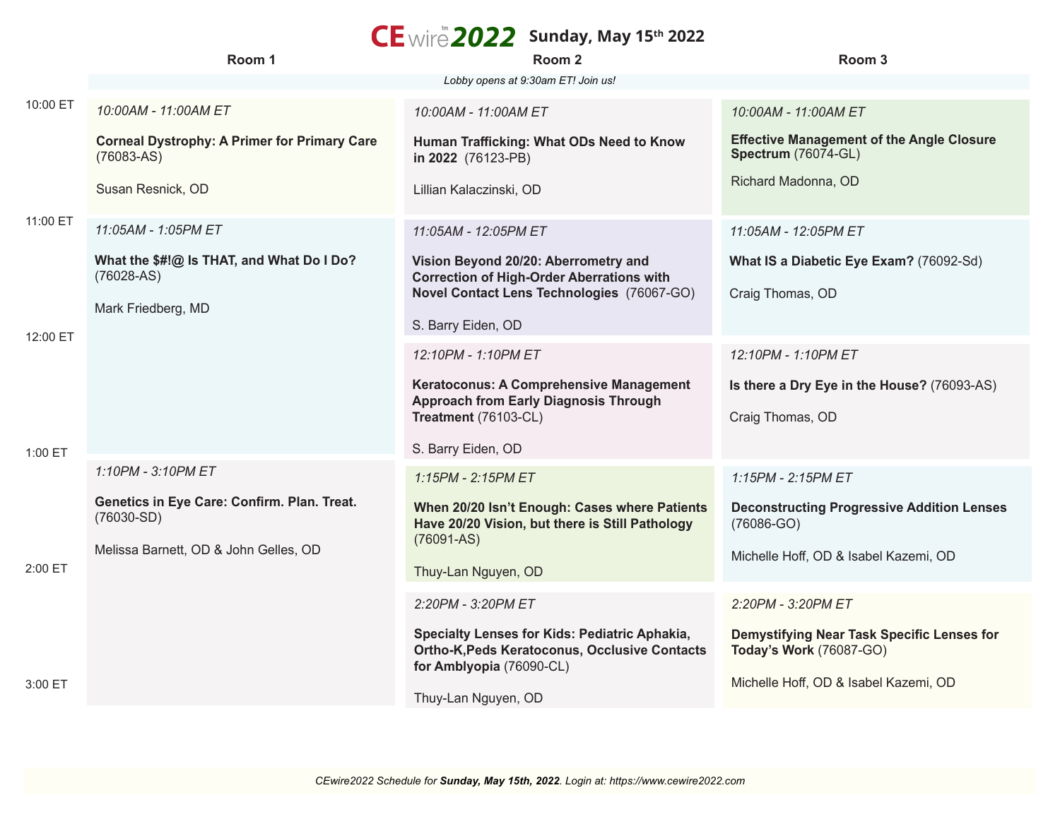# CEwire2022 Sunday, May 15th 2022

*Lobby opens at 9:30am ET! Join us!*

## Room 1

*10:00AM - 11:00AM ET*

**Corneal Dystrophy: A Primer for Primary Care** (76083-AS)

Susan Resnick, OD

*11:05AM - 1:05PM ET*

**What the $#!@ Is THAT, and What Do I Do?** (76028-AS)

Mark Friedberg, MD

*1:10PM - 3:10PM ET*

**Genetics in Eye Care: Confirm. Plan. Treat.** (76030-SD)

Melissa Barnett, OD & John Gelles, OD

## Room 2

*10:00AM - 11:00AM ET*

**Human Trafficking: What ODs Need to Know in 2022** (76123-PB)

Lillian Kalaczinski, OD

*11:05AM - 12:05PM ET*

**Vision Beyond 20/20: Aberrometry and Correction of High-Order Aberrations with Novel Contact Lens Technologies** (76067-GO)

S. Barry Eiden, OD

*12:10PM - 1:10PM ET*

**Keratoconus: A Comprehensive Management Approach from Early Diagnosis Through Treatment** (76103-CL)

S. Barry Eiden, OD

*1:15PM - 2:15PM ET*

**When 20/20 Isn't Enough: Cases where Patients Have 20/20 Vision, but there is Still Pathology** (76091-AS)

Thuy-Lan Nguyen, OD

*2:20PM - 3:20PM ET*

**Specialty Lenses for Kids: Pediatric Aphakia, Ortho-K,Peds Keratoconus, Occlusive Contacts for Amblyopia** (76090-CL)

Thuy-Lan Nguyen, OD

## Room 3

*10:00AM - 11:00AM ET*

**Effective Management of the Angle Closure Spectrum** (76074-GL)

Richard Madonna, OD

*11:05AM - 12:05PM ET*

**What IS a Diabetic Eye Exam?** (76092-Sd)

Craig Thomas, OD

*12:10PM - 1:10PM ET*

**Is there a Dry Eye in the House?** (76093-AS)

Craig Thomas, OD

*1:15PM - 2:15PM ET*

**Deconstructing Progressive Addition Lenses** (76086-GO)

Michelle Hoff, OD & Isabel Kazemi, OD

*2:20PM - 3:20PM ET*

**Demystifying Near Task Specific Lenses for Today's Work** (76087-GO)

Michelle Hoff, OD & Isabel Kazemi, OD

*CEwire2022 Schedule for **Sunday, May 15th, 2022**. Login at: https://www.cewire2022.com*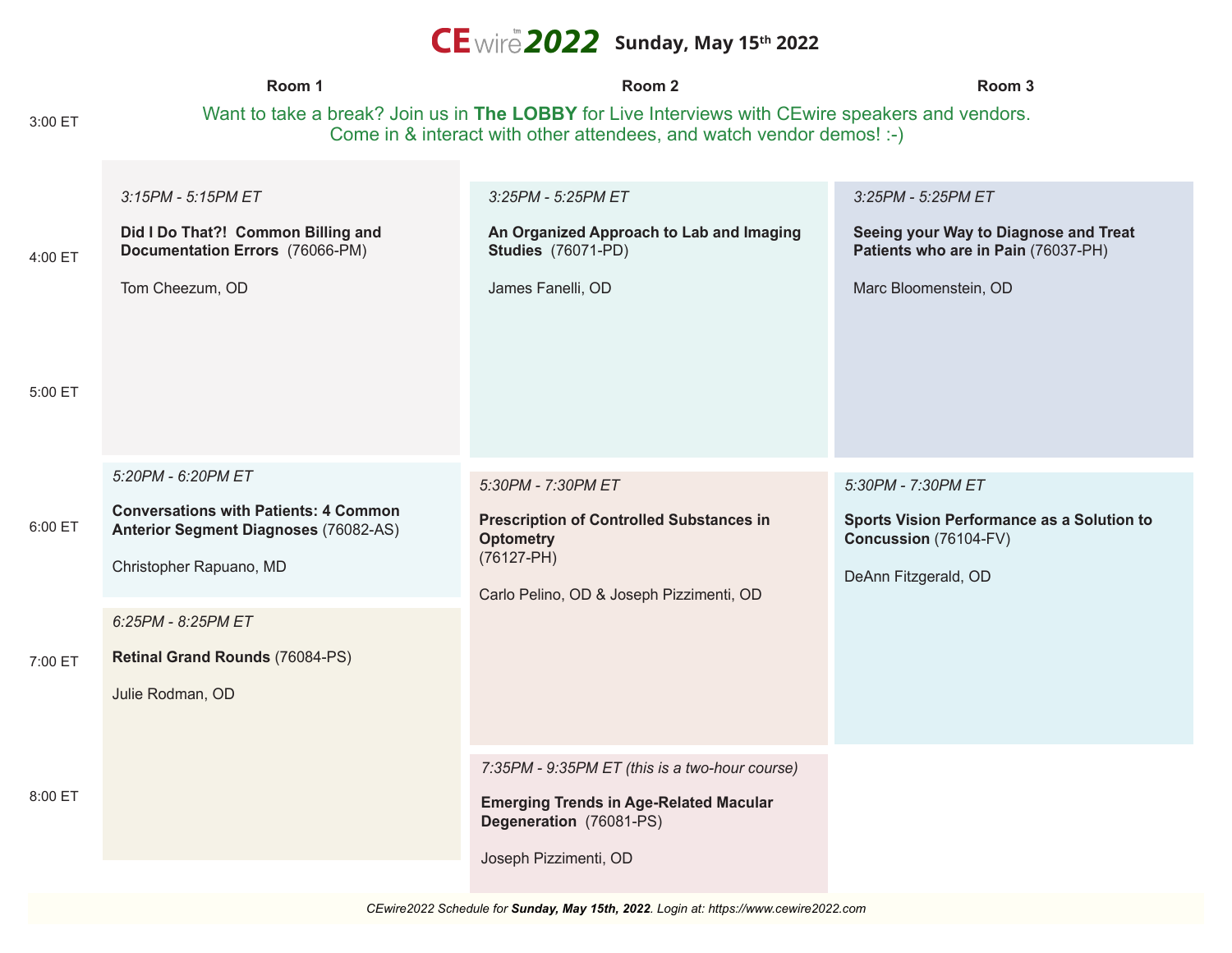# CEwire™ 2022 Sunday, May 15th 2022

Want to take a break? Join us in **The LOBBY** for Live Interviews with CEwire speakers and vendors.
Come in & interact with other attendees, and watch vendor demos! :-)

## Room 1

*3:15PM - 5:15PM ET*

**Did I Do That?! Common Billing and Documentation Errors** (76066-PM)

Tom Cheezum, OD

*5:20PM - 6:20PM ET*

**Conversations with Patients: 4 Common Anterior Segment Diagnoses** (76082-AS)

Christopher Rapuano, MD

*6:25PM - 8:25PM ET*

**Retinal Grand Rounds** (76084-PS)

Julie Rodman, OD

## Room 2

*3:25PM - 5:25PM ET*

**An Organized Approach to Lab and Imaging Studies** (76071-PD)

James Fanelli, OD

*5:30PM - 7:30PM ET*

**Prescription of Controlled Substances in Optometry**
(76127-PH)

Carlo Pelino, OD & Joseph Pizzimenti, OD

*7:35PM - 9:35PM ET (this is a two-hour course)*

**Emerging Trends in Age-Related Macular Degeneration** (76081-PS)

Joseph Pizzimenti, OD

## Room 3

*3:25PM - 5:25PM ET*

**Seeing your Way to Diagnose and Treat Patients who are in Pain** (76037-PH)

Marc Bloomenstein, OD

*5:30PM - 7:30PM ET*

**Sports Vision Performance as a Solution to Concussion** (76104-FV)

DeAnn Fitzgerald, OD

*CEwire2022 Schedule for **Sunday, May 15th, 2022**. Login at: https://www.cewire2022.com*